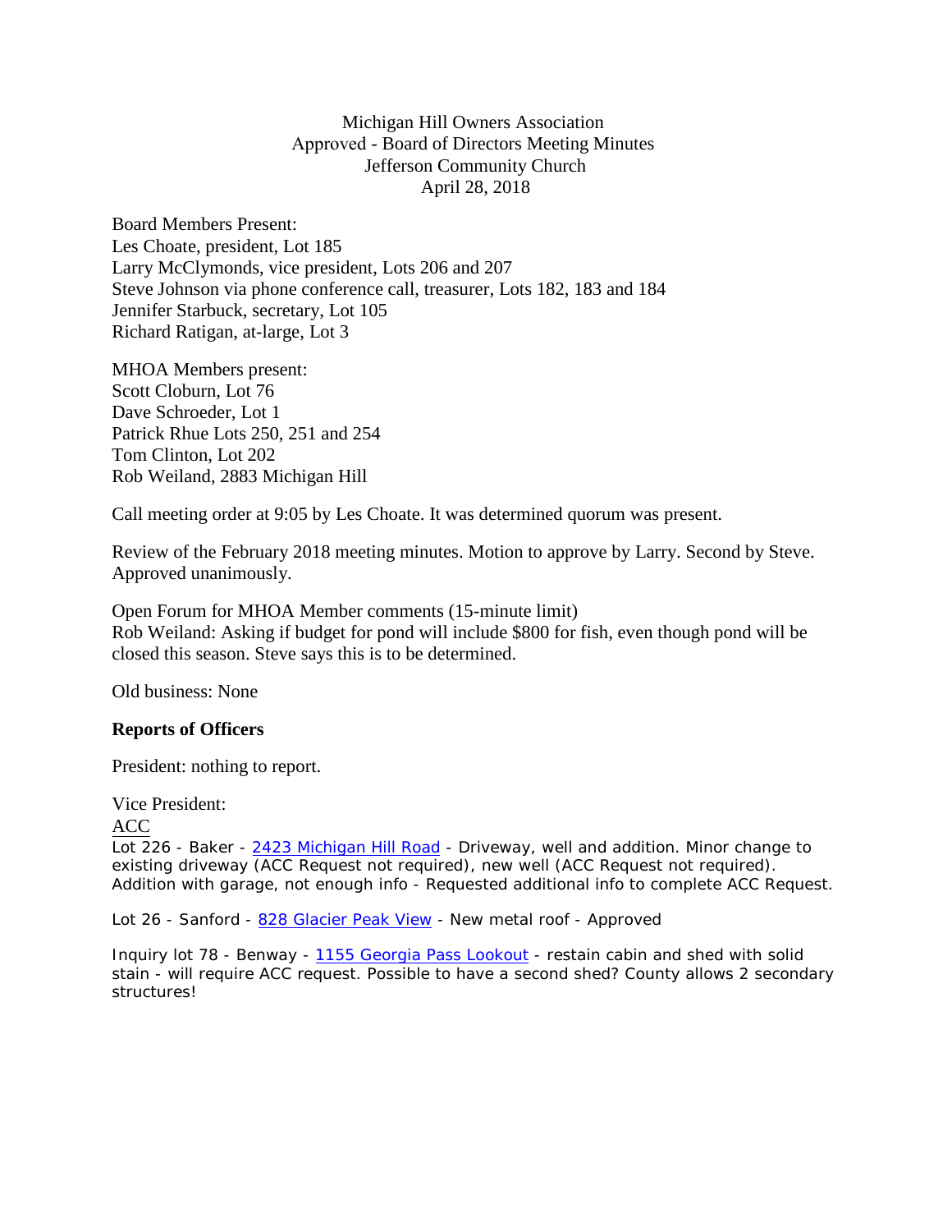Michigan Hill Owners Association
Approved - Board of Directors Meeting Minutes
Jefferson Community Church
April 28, 2018

Board Members Present:
Les Choate, president, Lot 185
Larry McClymonds, vice president, Lots 206 and 207
Steve Johnson via phone conference call, treasurer, Lots 182, 183 and 184
Jennifer Starbuck, secretary, Lot 105
Richard Ratigan, at-large, Lot 3

MHOA Members present:
Scott Cloburn, Lot 76
Dave Schroeder, Lot 1
Patrick Rhue Lots 250, 251 and 254
Tom Clinton, Lot 202
Rob Weiland, 2883 Michigan Hill

Call meeting order at 9:05 by Les Choate. It was determined quorum was present.

Review of the February 2018 meeting minutes. Motion to approve by Larry. Second by Steve. Approved unanimously.

Open Forum for MHOA Member comments (15-minute limit)
Rob Weiland: Asking if budget for pond will include $800 for fish, even though pond will be closed this season. Steve says this is to be determined.

Old business: None

**Reports of Officers**

President: nothing to report.

Vice President:

ACC

Lot 226 - Baker - [2423 Michigan Hill Road]() - Driveway, well and addition. Minor change to existing driveway (ACC Request not required), new well (ACC Request not required). Addition with garage, not enough info - Requested additional info to complete ACC Request.

Lot 26 - Sanford - [828 Glacier Peak View]() - New metal roof - Approved

Inquiry lot 78 - Benway - [1155 Georgia Pass Lookout]() - restain cabin and shed with solid stain - will require ACC request. Possible to have a second shed? County allows 2 secondary structures!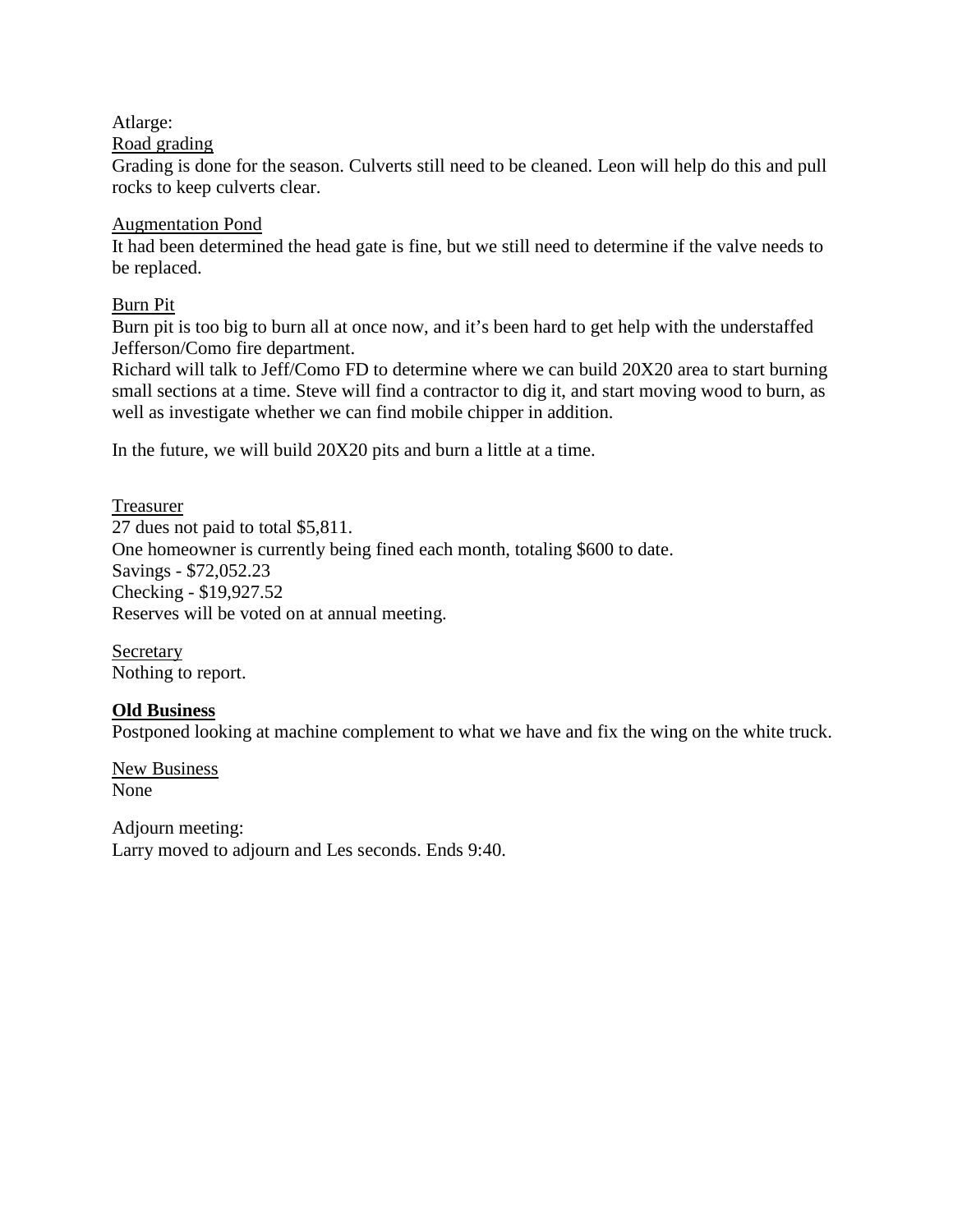Atlarge:

Road grading

Grading is done for the season. Culverts still need to be cleaned. Leon will help do this and pull rocks to keep culverts clear.

Augmentation Pond

It had been determined the head gate is fine, but we still need to determine if the valve needs to be replaced.

Burn Pit

Burn pit is too big to burn all at once now, and it's been hard to get help with the understaffed Jefferson/Como fire department.

Richard will talk to Jeff/Como FD to determine where we can build 20X20 area to start burning small sections at a time. Steve will find a contractor to dig it, and start moving wood to burn, as well as investigate whether we can find mobile chipper in addition.

In the future, we will build 20X20 pits and burn a little at a time.

Treasurer

27 dues not paid to total $5,811.

One homeowner is currently being fined each month, totaling $600 to date.

Savings - $72,052.23

Checking - $19,927.52

Reserves will be voted on at annual meeting.

Secretary

Nothing to report.

**Old Business**

Postponed looking at machine complement to what we have and fix the wing on the white truck.

New Business

None

Adjourn meeting:

Larry moved to adjourn and Les seconds. Ends 9:40.